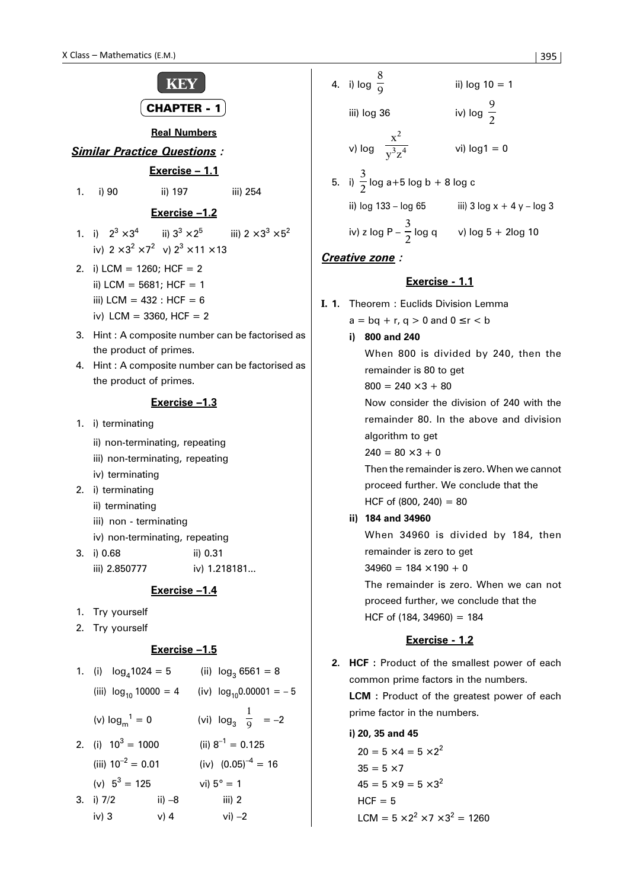# KEY

## CHAPTER - 1

### Real Numbers

***Similar Practice Questions :***

#### Exercise – 1.1

1. i) 90 ii) 197 iii) 254

#### Exercise –1.2

1. i) $2^3 \times 3^4$ ii) $3^3 \times 2^5$ iii) $2 \times 3^3 \times 5^2$
   iv) $2 \times 3^2 \times 7^2$ v) $2^3 \times 11 \times 13$
2. i) LCM = 1260; HCF = 2
   ii) LCM = 5681; HCF = 1
   iii) LCM = 432 : HCF = 6
   iv) LCM = 3360, HCF = 2
3. Hint : A composite number can be factorised as the product of primes.
4. Hint : A composite number can be factorised as the product of primes.

#### Exercise –1.3

1. i) terminating
   ii) non-terminating, repeating
   iii) non-terminating, repeating
   iv) terminating
2. i) terminating
   ii) terminating
   iii) non - terminating
   iv) non-terminating, repeating
3. i) 0.68 ii) 0.31
   iii) 2.850777 iv) 1.218181...

#### Exercise –1.4

1. Try yourself
2. Try yourself

#### Exercise –1.5

1. (i) $\log_4 1024 = 5$ (ii) $\log_3 6561 = 8$
   (iii) $\log_{10} 10000 = 4$ (iv) $\log_{10} 0.00001 = -5$
   (v) $\log_m 1 = 0$ (vi) $\log_3 \frac{1}{9} = -2$
2. (i) $10^3 = 1000$ (ii) $8^{-1} = 0.125$
   (iii) $10^{-2} = 0.01$ (iv) $(0.05)^{-4} = 16$
   (v) $5^3 = 125$ vi) $5^\circ = 1$
3. i) 7/2 ii) –8 iii) 2
   iv) 3 v) 4 vi) –2
4. i) $\log \frac{8}{9}$ ii) $\log 10 = 1$
   iii) log 36 iv) $\log \frac{9}{2}$
   v) $\log \frac{x^2}{y^3 z^4}$ vi) $\log 1 = 0$
5. i) $\frac{3}{2}\log a + 5 \log b + 8 \log c$
   ii) log 133 – log 65 iii) 3 log x + 4 y – log 3
   iv) $z \log P - \frac{3}{2} \log q$ v) log 5 + 2log 10

***Creative zone :***

#### Exercise - 1.1

**I. 1.** Theorem : Euclids Division Lemma

$a = bq + r, q > 0$ and $0 \leq r < b$

**i) 800 and 240**

When 800 is divided by 240, then the remainder is 80 to get

$800 = 240 \times 3 + 80$

Now consider the division of 240 with the remainder 80. In the above and division algorithm to get

$240 = 80 \times 3 + 0$

Then the remainder is zero. When we cannot proceed further. We conclude that the HCF of (800, 240) = 80

**ii) 184 and 34960**

When 34960 is divided by 184, then remainder is zero to get

$34960 = 184 \times 190 + 0$

The remainder is zero. When we can not proceed further, we conclude that the HCF of (184, 34960) = 184

#### Exercise - 1.2

**2.** **HCF :** Product of the smallest power of each common prime factors in the numbers.

**LCM :** Product of the greatest power of each prime factor in the numbers.

**i) 20, 35 and 45**

$20 = 5 \times 4 = 5 \times 2^2$

$35 = 5 \times 7$

$45 = 5 \times 9 = 5 \times 3^2$

HCF = 5

$\text{LCM} = 5 \times 2^2 \times 7 \times 3^2 = 1260$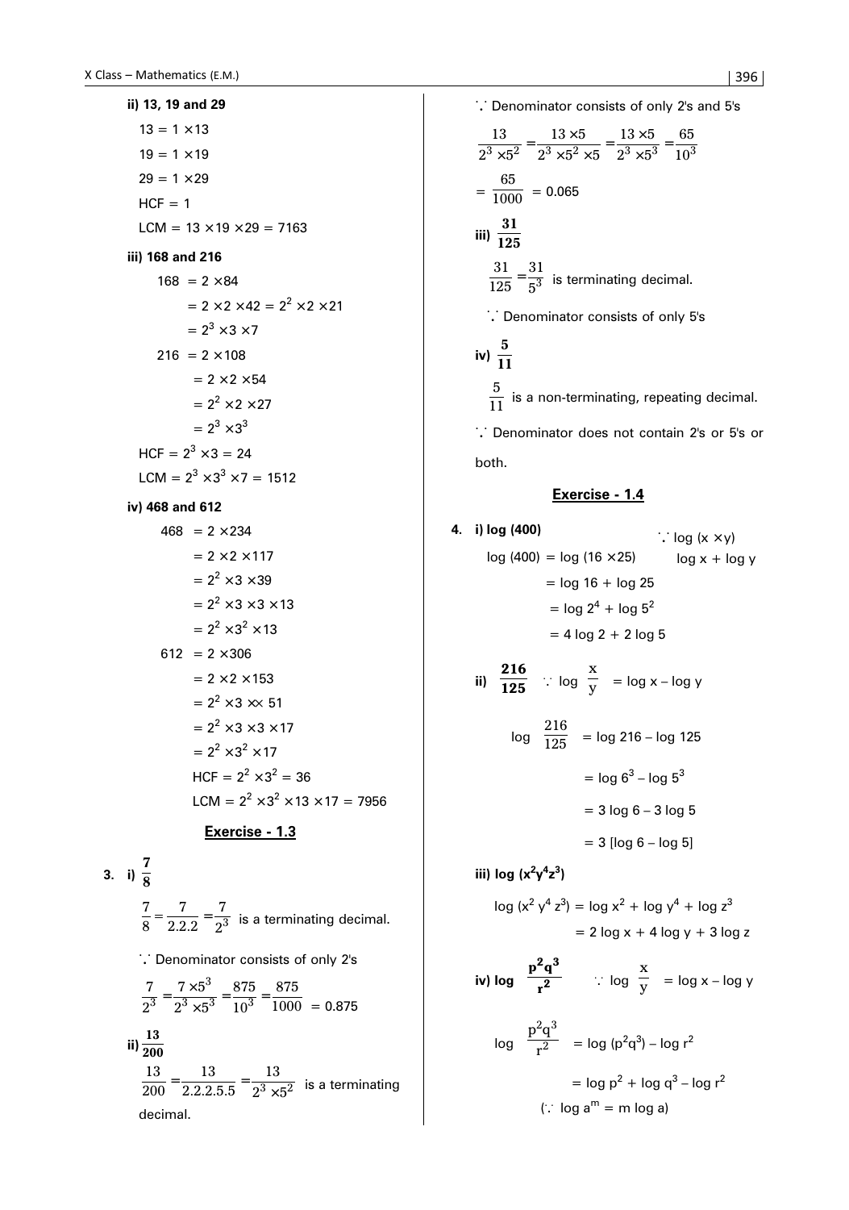**ii) 13, 19 and 29**

$13 = 1 \times 13$

$19 = 1 \times 19$

$29 = 1 \times 29$

HCF = 1

LCM = $13 \times 19 \times 29 = 7163$

**iii) 168 and 216**

$168 = 2 \times 84$

$= 2 \times 2 \times 42 = 2^2 \times 2 \times 21$

$= 2^3 \times 3 \times 7$

$216 = 2 \times 108$

$= 2 \times 2 \times 54$

$= 2^2 \times 2 \times 27$

$= 2^3 \times 3^3$

HCF = $2^3 \times 3 = 24$

LCM = $2^3 \times 3^3 \times 7 = 1512$

**iv) 468 and 612**

$468 = 2 \times 234$

$= 2 \times 2 \times 117$

$= 2^2 \times 3 \times 39$

$= 2^2 \times 3 \times 3 \times 13$

$= 2^2 \times 3^2 \times 13$

$612 = 2 \times 306$

$= 2 \times 2 \times 153$

$= 2^2 \times 3 \times\times 51$

$= 2^2 \times 3 \times 3 \times 17$

$= 2^2 \times 3^2 \times 17$

HCF = $2^2 \times 3^2 = 36$

LCM = $2^2 \times 3^2 \times 13 \times 17 = 7956$

## Exercise - 1.3

**3. i) $\frac{7}{8}$**

$\frac{7}{8} = \frac{7}{2.2.2} = \frac{7}{2^3}$ is a terminating decimal.

$\because$ Denominator consists of only 2's

$\frac{7}{2^3} = \frac{7 \times 5^3}{2^3 \times 5^3} = \frac{875}{10^3} = \frac{875}{1000} = 0.875$

**ii) $\frac{13}{200}$**

$\frac{13}{200} = \frac{13}{2.2.2.5.5} = \frac{13}{2^3 \times 5^2}$ is a terminating decimal.

$\because$ Denominator consists of only 2's and 5's

$\frac{13}{2^3 \times 5^2} = \frac{13 \times 5}{2^3 \times 5^2 \times 5} = \frac{13 \times 5}{2^3 \times 5^3} = \frac{65}{10^3}$

$= \frac{65}{1000} = 0.065$

**iii) $\frac{31}{125}$**

$\frac{31}{125} = \frac{31}{5^3}$ is terminating decimal.

$\because$ Denominator consists of only 5's

**iv) $\frac{5}{11}$**

$\frac{5}{11}$ is a non-terminating, repeating decimal.

$\because$ Denominator does not contain 2's or 5's or both.

## Exercise - 1.4

**4. i) log (400)** $\quad \because \log (x \times y) = \log x + \log y$

$\log (400) = \log (16 \times 25)$

$= \log 16 + \log 25$

$= \log 2^4 + \log 5^2$

$= 4 \log 2 + 2 \log 5$

**ii) $\frac{216}{125}$** $\quad \because \log \frac{x}{y} = \log x - \log y$

$\log \frac{216}{125} = \log 216 - \log 125$

$= \log 6^3 - \log 5^3$

$= 3 \log 6 - 3 \log 5$

$= 3 [\log 6 - \log 5]$

**iii) log $(x^2y^4z^3)$**

$\log (x^2 y^4 z^3) = \log x^2 + \log y^4 + \log z^3$

$= 2 \log x + 4 \log y + 3 \log z$

**iv) log $\frac{p^2q^3}{r^2}$** $\quad \because \log \frac{x}{y} = \log x - \log y$

$\log \frac{p^2q^3}{r^2} = \log (p^2q^3) - \log r^2$

$= \log p^2 + \log q^3 - \log r^2$

$(\because \log a^m = m \log a)$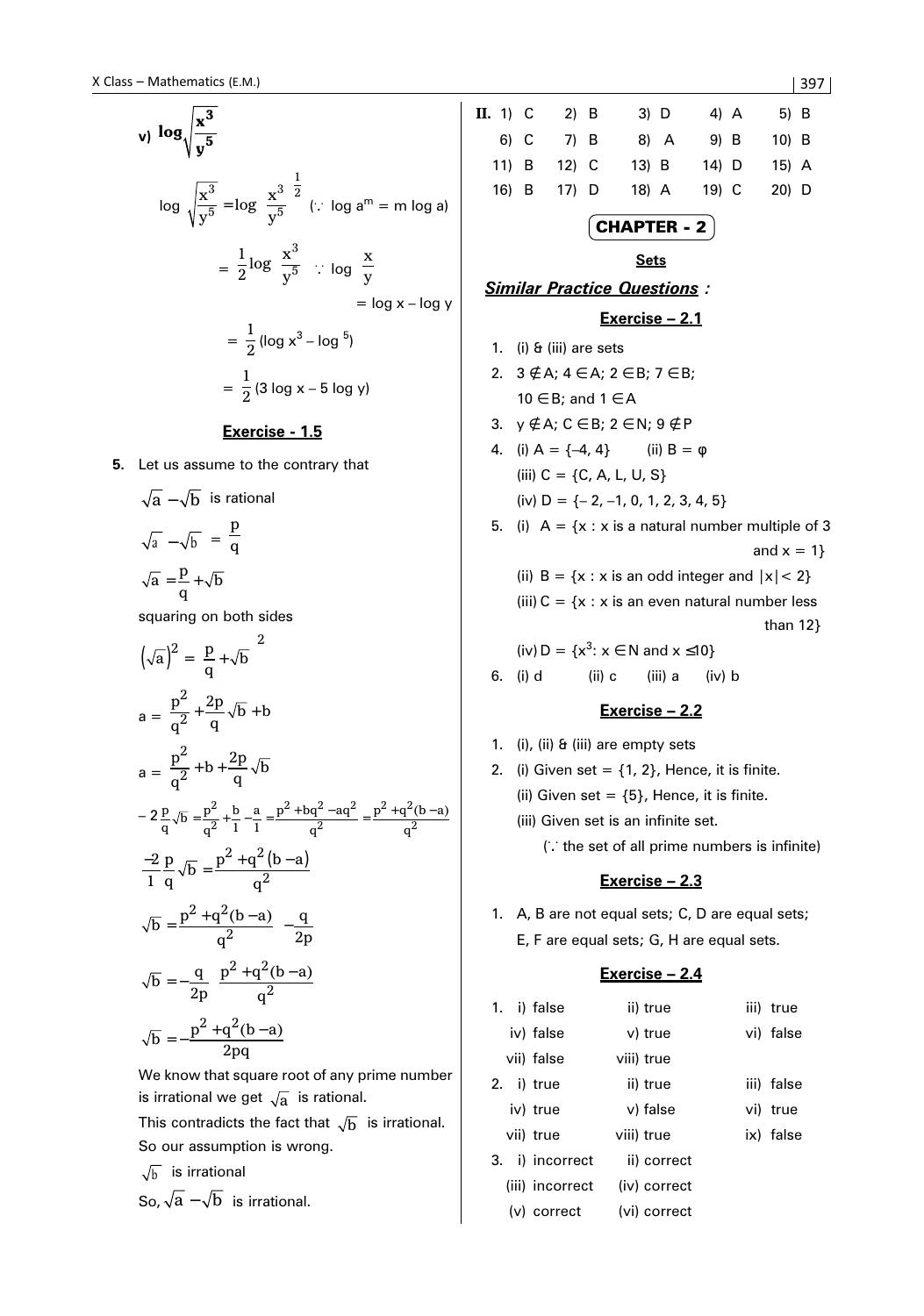v) $\log\sqrt{\dfrac{x^3}{y^5}}$

$$\log\sqrt{\frac{x^3}{y^5}} = \log\left(\frac{x^3}{y^5}\right)^{\frac{1}{2}} \quad (\because \log a^m = m \log a)$$

$$= \frac{1}{2}\log\left(\frac{x^3}{y^5}\right) \quad \because \log\left(\frac{x}{y}\right) = \log x - \log y$$

$$= \frac{1}{2}(\log x^3 - \log{}^5)$$

$$= \frac{1}{2}(3\log x - 5\log y)$$

## Exercise - 1.5

**5.** Let us assume to the contrary that

$\sqrt{a} - \sqrt{b}$ is rational

$$\sqrt{a} - \sqrt{b} = \frac{p}{q}$$

$$\sqrt{a} = \frac{p}{q} + \sqrt{b}$$

squaring on both sides

$$\left(\sqrt{a}\right)^2 = \left(\frac{p}{q} + \sqrt{b}\right)^2$$

$$a = \frac{p^2}{q^2} + \frac{2p}{q}\sqrt{b} + b$$

$$a = \frac{p^2}{q^2} + b + \frac{2p}{q}\sqrt{b}$$

$$-2\frac{p}{q}\sqrt{b} = \frac{p^2}{q^2} + \frac{b}{1} - \frac{a}{1} = \frac{p^2 + bq^2 - aq^2}{q^2} = \frac{p^2 + q^2(b-a)}{q^2}$$

$$\frac{-2}{1}\frac{p}{q}\sqrt{b} = \frac{p^2 + q^2(b-a)}{q^2}$$

$$\sqrt{b} = \frac{p^2 + q^2(b-a)}{q^2}\left(-\frac{q}{2p}\right)$$

$$\sqrt{b} = -\frac{q}{2p}\left(\frac{p^2 + q^2(b-a)}{q^2}\right)$$

$$\sqrt{b} = -\frac{p^2 + q^2(b-a)}{2pq}$$

We know that square root of any prime number is irrational we get $\sqrt{a}$ is rational.

This contradicts the fact that $\sqrt{b}$ is irrational.

So our assumption is wrong.

$\sqrt{b}$ is irrational

So, $\sqrt{a} - \sqrt{b}$ is irrational.

**II.**

| | | | | |
|---|---|---|---|---|
| 1) C | 2) B | 3) D | 4) A | 5) B |
| 6) C | 7) B | 8) A | 9) B | 10) B |
| 11) B | 12) C | 13) B | 14) D | 15) A |
| 16) B | 17) D | 18) A | 19) C | 20) D |

# CHAPTER - 2

## Sets

***Similar Practice Questions :***

### Exercise – 2.1

1. (i) & (iii) are sets
2. $3 \notin A$; $4 \in A$; $2 \in B$; $7 \in B$; $10 \in B$; and $1 \in A$
3. $y \notin A$; $C \in B$; $2 \in N$; $9 \notin P$
4. (i) $A = \{-4, 4\}$ (ii) $B = \varphi$
   (iii) $C = \{C, A, L, U, S\}$
   (iv) $D = \{-2, -1, 0, 1, 2, 3, 4, 5\}$
5. (i) $A = \{x : x$ is a natural number multiple of 3 and $x = 1\}$
   (ii) $B = \{x : x$ is an odd integer and $|x| < 2\}$
   (iii) $C = \{x : x$ is an even natural number less than $12\}$
   (iv) $D = \{x^3 : x \in N$ and $x \leq 10\}$
6. (i) d (ii) c (iii) a (iv) b

### Exercise – 2.2

1. (i), (ii) & (iii) are empty sets
2. (i) Given set = {1, 2}, Hence, it is finite.
   (ii) Given set = {5}, Hence, it is finite.
   (iii) Given set is an infinite set.
   ($\because$ the set of all prime numbers is infinite)

### Exercise – 2.3

1. A, B are not equal sets; C, D are equal sets; E, F are equal sets; G, H are equal sets.

### Exercise – 2.4

1. i) false ii) true iii) true
   iv) false v) true vi) false
   vii) false viii) true
2. i) true ii) true iii) false
   iv) true v) false vi) true
   vii) true viii) true ix) false
3. i) incorrect ii) correct
   (iii) incorrect (iv) correct
   (v) correct (vi) correct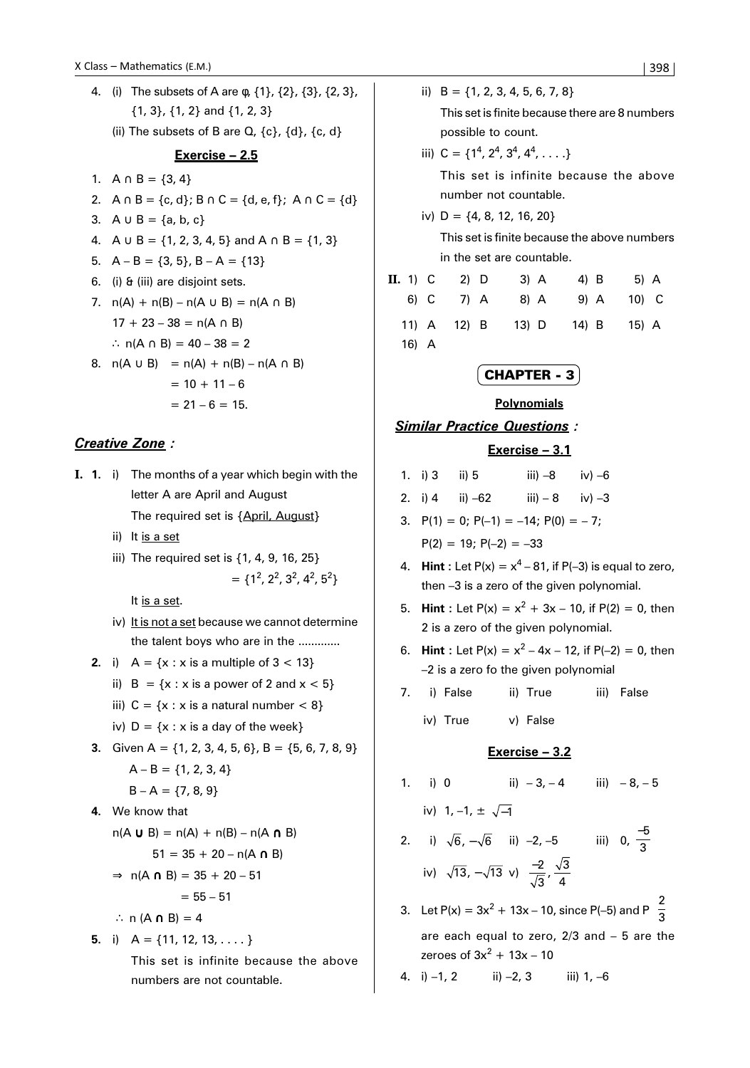4. (i) The subsets of A are φ, {1}, {2}, {3}, {2, 3}, {1, 3}, {1, 2} and {1, 2, 3}

   (ii) The subsets of B are Q, {c}, {d}, {c, d}

### Exercise – 2.5

1. $A \cap B = \{3, 4\}$
2. $A \cap B = \{c, d\}$; $B \cap C = \{d, e, f\}$; $A \cap C = \{d\}$
3. $A \cup B = \{a, b, c\}$
4. $A \cup B = \{1, 2, 3, 4, 5\}$ and $A \cap B = \{1, 3\}$
5. $A - B = \{3, 5\}$, $B - A = \{13\}$
6. (i) & (iii) are disjoint sets.
7. $n(A) + n(B) - n(A \cup B) = n(A \cap B)$

   $17 + 23 - 38 = n(A \cap B)$

   $\therefore n(A \cap B) = 40 - 38 = 2$
8. $n(A \cup B) = n(A) + n(B) - n(A \cap B)$

   $= 10 + 11 - 6$

   $= 21 - 6 = 15.$

### *Creative Zone :*

**I. 1.** i) The months of a year which begin with the letter A are April and August

The required set is {April, August}

ii) It is a set

iii) The required set is $\{1, 4, 9, 16, 25\}$

$= \{1^2, 2^2, 3^2, 4^2, 5^2\}$

It is a set.

iv) It is not a set because we cannot determine the talent boys who are in the ............

**2.** i) $A = \{x : x$ is a multiple of $3 < 13\}$

ii) $B = \{x : x$ is a power of 2 and $x < 5\}$

iii) $C = \{x : x$ is a natural number $< 8\}$

iv) $D = \{x : x$ is a day of the week$\}$

**3.** Given $A = \{1, 2, 3, 4, 5, 6\}$, $B = \{5, 6, 7, 8, 9\}$

$A - B = \{1, 2, 3, 4\}$

$B - A = \{7, 8, 9\}$

**4.** We know that

$n(A \cup B) = n(A) + n(B) - n(A \cap B)$

$51 = 35 + 20 - n(A \cap B)$

$\Rightarrow n(A \cap B) = 35 + 20 - 51$

$= 55 - 51$

$\therefore n(A \cap B) = 4$

**5.** i) $A = \{11, 12, 13, \ldots\}$

This set is infinite because the above numbers are not countable.

ii) $B = \{1, 2, 3, 4, 5, 6, 7, 8\}$

This set is finite because there are 8 numbers possible to count.

iii) $C = \{1^4, 2^4, 3^4, 4^4, \ldots\}$

This set is infinite because the above number not countable.

iv) $D = \{4, 8, 12, 16, 20\}$

This set is finite because the above numbers in the set are countable.

**II.** 1) C  2) D  3) A  4) B  5) A
6) C  7) A  8) A  9) A  10) C
11) A  12) B  13) D  14) B  15) A
16) A

## CHAPTER - 3

### Polynomials

### *Similar Practice Questions :*

### Exercise – 3.1

1. i) 3  ii) 5  iii) –8  iv) –6
2. i) 4  ii) –62  iii) – 8  iv) –3
3. $P(1) = 0$; $P(-1) = -14$; $P(0) = -7$;

   $P(2) = 19$; $P(-2) = -33$
4. **Hint :** Let $P(x) = x^4 - 81$, if $P(-3)$ is equal to zero, then –3 is a zero of the given polynomial.
5. **Hint :** Let $P(x) = x^2 + 3x - 10$, if $P(2) = 0$, then 2 is a zero of the given polynomial.
6. **Hint :** Let $P(x) = x^2 - 4x - 12$, if $P(-2) = 0$, then –2 is a zero fo the given polynomial
7. i) False  ii) True  iii) False

   iv) True  v) False

### Exercise – 3.2

1. i) 0  ii) – 3, – 4  iii) – 8, – 5

   iv) 1, –1, $\pm\sqrt{-1}$
2. i) $\sqrt{6}, -\sqrt{6}$  ii) –2, –5  iii) 0, $\frac{-5}{3}$

   iv) $\sqrt{13}, -\sqrt{13}$  v) $\frac{-2}{\sqrt{3}}, \frac{\sqrt{3}}{4}$
3. Let $P(x) = 3x^2 + 13x - 10$, since $P(-5)$ and $P\left(\frac{2}{3}\right)$ are each equal to zero, 2/3 and – 5 are the zeroes of $3x^2 + 13x - 10$
4. i) –1, 2  ii) –2, 3  iii) 1, –6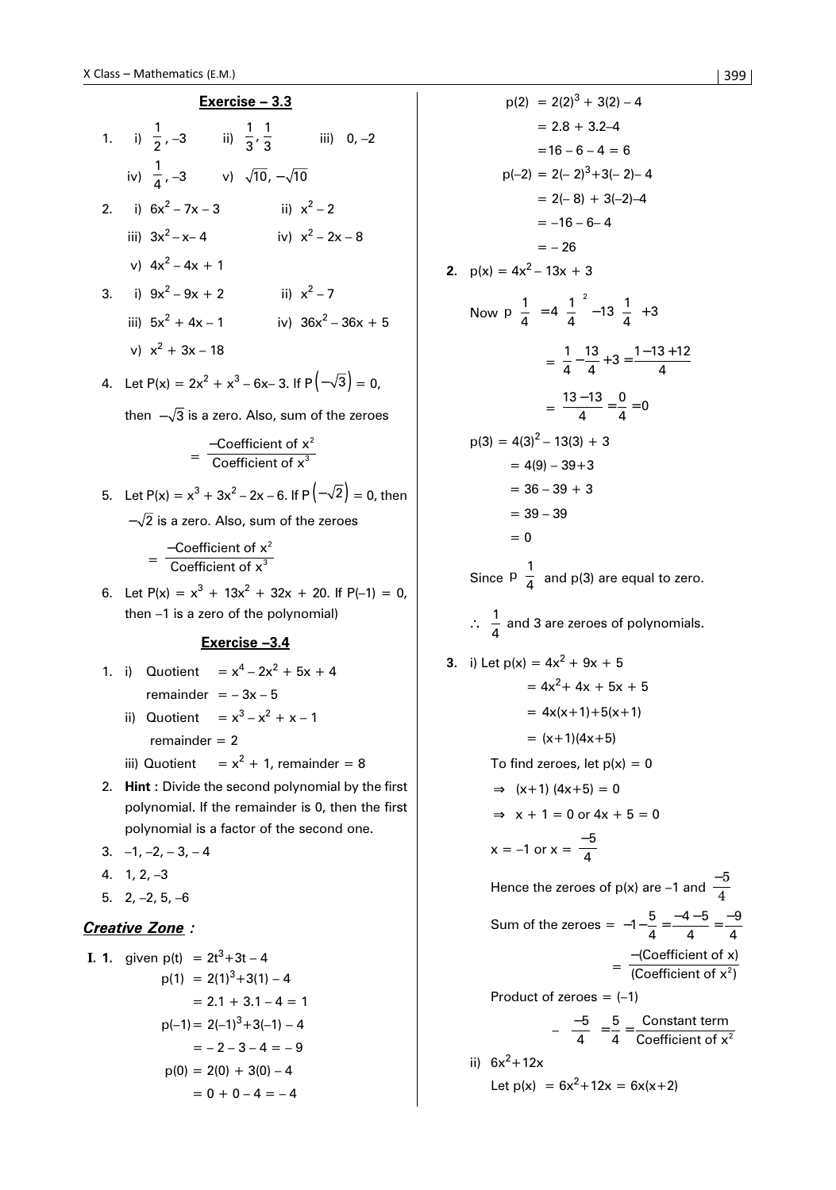## Exercise – 3.3

1. i) $\frac{1}{2}, -3$  ii) $\frac{1}{3}, \frac{1}{3}$  iii) $0, -2$

   iv) $\frac{1}{4}, -3$  v) $\sqrt{10}, -\sqrt{10}$

2. i) $6x^2 - 7x - 3$  ii) $x^2 - 2$

   iii) $3x^2 - x - 4$  iv) $x^2 - 2x - 8$

   v) $4x^2 - 4x + 1$

3. i) $9x^2 - 9x + 2$  ii) $x^2 - 7$

   iii) $5x^2 + 4x - 1$  iv) $36x^2 - 36x + 5$

   v) $x^2 + 3x - 18$

4. Let $P(x) = 2x^2 + x^3 - 6x - 3$. If $P\left(-\sqrt{3}\right) = 0$, then $-\sqrt{3}$ is a zero. Also, sum of the zeroes

   $= \frac{-\text{Coefficient of } x^2}{\text{Coefficient of } x^3}$

5. Let $P(x) = x^3 + 3x^2 - 2x - 6$. If $P\left(-\sqrt{2}\right) = 0$, then $-\sqrt{2}$ is a zero. Also, sum of the zeroes

   $= \frac{-\text{Coefficient of } x^2}{\text{Coefficient of } x^3}$

6. Let $P(x) = x^3 + 13x^2 + 32x + 20$. If $P(-1) = 0$, then $-1$ is a zero of the polynomial)

## Exercise –3.4

1. i) Quotient $= x^4 - 2x^2 + 5x + 4$

   remainder $= -3x - 5$

   ii) Quotient $= x^3 - x^2 + x - 1$

   remainder $= 2$

   iii) Quotient $= x^2 + 1$, remainder $= 8$

2. **Hint** : Divide the second polynomial by the first polynomial. If the remainder is 0, then the first polynomial is a factor of the second one.

3. $-1, -2, -3, -4$

4. $1, 2, -3$

5. $2, -2, 5, -6$

## *Creative Zone :*

**I. 1.** given $p(t) = 2t^3 + 3t - 4$

$p(1) = 2(1)^3 + 3(1) - 4$

$= 2.1 + 3.1 - 4 = 1$

$p(-1) = 2(-1)^3 + 3(-1) - 4$

$= -2 - 3 - 4 = -9$

$p(0) = 2(0) + 3(0) - 4$

$= 0 + 0 - 4 = -4$

$p(2) = 2(2)^3 + 3(2) - 4$

$= 2.8 + 3.2 - 4$

$= 16 - 6 - 4 = 6$

$p(-2) = 2(-2)^3 + 3(-2) - 4$

$= 2(-8) + 3(-2) - 4$

$= -16 - 6 - 4$

$= -26$

**2.** $p(x) = 4x^2 - 13x + 3$

Now $p\left(\frac{1}{4}\right) = 4\left(\frac{1}{4}\right)^2 - 13\left(\frac{1}{4}\right) + 3$

$= \frac{1}{4} - \frac{13}{4} + 3 = \frac{1 - 13 + 12}{4}$

$= \frac{13 - 13}{4} = \frac{0}{4} = 0$

$p(3) = 4(3)^2 - 13(3) + 3$

$= 4(9) - 39 + 3$

$= 36 - 39 + 3$

$= 39 - 39$

$= 0$

Since $p\left(\frac{1}{4}\right)$ and $p(3)$ are equal to zero.

$\therefore$ $\frac{1}{4}$ and 3 are zeroes of polynomials.

**3.** i) Let $p(x) = 4x^2 + 9x + 5$

$= 4x^2 + 4x + 5x + 5$

$= 4x(x+1) + 5(x+1)$

$= (x+1)(4x+5)$

To find zeroes, let $p(x) = 0$

$\Rightarrow (x+1)(4x+5) = 0$

$\Rightarrow x + 1 = 0$ or $4x + 5 = 0$

$x = -1$ or $x = \frac{-5}{4}$

Hence the zeroes of $p(x)$ are $-1$ and $\frac{-5}{4}$

Sum of the zeroes $= -1 - \frac{5}{4} = \frac{-4-5}{4} = \frac{-9}{4}$

$= \frac{-(\text{Coefficient of } x)}{(\text{Coefficient of } x^2)}$

Product of zeroes $= (-1)\left(\frac{-5}{4}\right) = \frac{5}{4} = \frac{\text{Constant term}}{\text{Coefficient of } x^2}$

ii) $6x^2 + 12x$

Let $p(x) = 6x^2 + 12x = 6x(x+2)$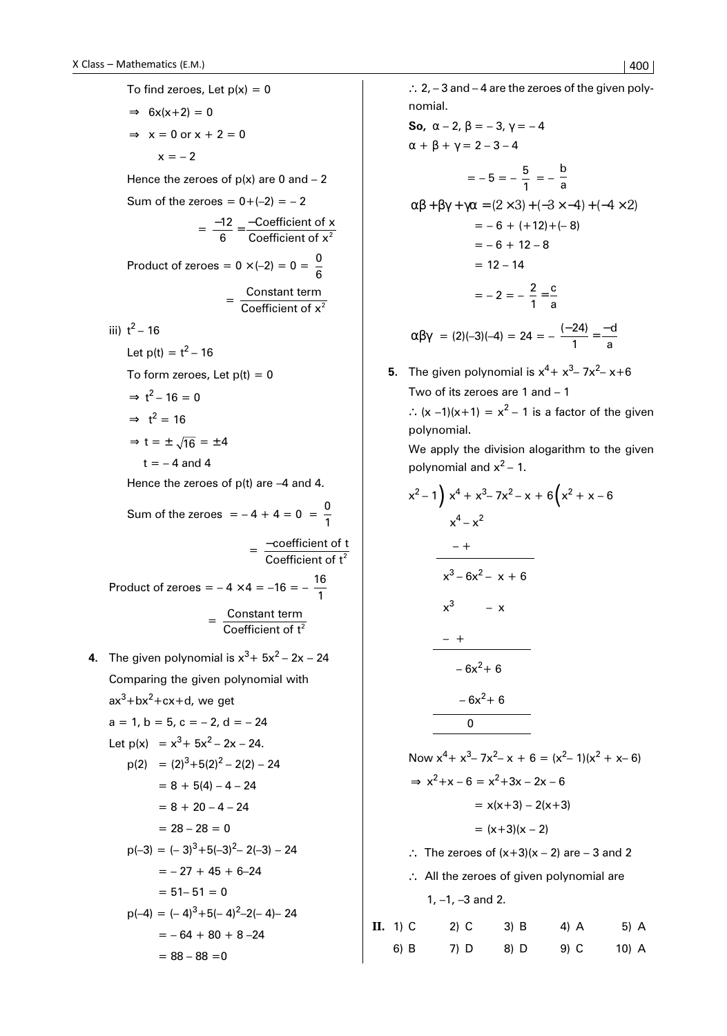To find zeroes, Let p(x) = 0

$\Rightarrow\ 6x(x+2) = 0$

$\Rightarrow\ x = 0$ or $x + 2 = 0$

$x = -2$

Hence the zeroes of p(x) are 0 and – 2

Sum of the zeroes $= 0+(-2) = -2$

$$= \frac{-12}{6} = \frac{-\text{Coefficient of } x}{\text{Coefficient of } x^2}$$

Product of zeroes $= 0 \times (-2) = 0 = \frac{0}{6}$

$$= \frac{\text{Constant term}}{\text{Coefficient of } x^2}$$

iii) $t^2 - 16$

Let $p(t) = t^2 - 16$

To form zeroes, Let p(t) = 0

$\Rightarrow t^2 - 16 = 0$

$\Rightarrow\ t^2 = 16$

$\Rightarrow t = \pm\sqrt{16} = \pm 4$

$t = -4$ and 4

Hence the zeroes of p(t) are –4 and 4.

Sum of the zeroes $= -4 + 4 = 0 = \frac{0}{1}$

$$= \frac{-\text{coefficient of } t}{\text{Coefficient of } t^2}$$

Product of zeroes $= -4 \times 4 = -16 = -\frac{16}{1}$

$$= \frac{\text{Constant term}}{\text{Coefficient of } t^2}$$

**4.** The given polynomial is $x^3 + 5x^2 - 2x - 24$

Comparing the given polynomial with $ax^3+bx^2+cx+d$, we get

$a = 1, b = 5, c = -2, d = -24$

Let $p(x) = x^3 + 5x^2 - 2x - 24.$

$p(2) = (2)^3+5(2)^2 - 2(2) - 24$

$= 8 + 5(4) - 4 - 24$

$= 8 + 20 - 4 - 24$

$= 28 - 28 = 0$

$p(-3) = (-3)^3+5(-3)^2 - 2(-3) - 24$

$= -27 + 45 + 6 - 24$

$= 51 - 51 = 0$

$p(-4) = (-4)^3+5(-4)^2 - 2(-4) - 24$

$= -64 + 80 + 8 - 24$

$= 88 - 88 = 0$

$\therefore$ 2, – 3 and – 4 are the zeroes of the given polynomial.

**So,** $\alpha - 2, \beta = -3, \gamma = -4$

$\alpha + \beta + \gamma = 2 - 3 - 4$

$$= -5 = -\frac{5}{1} = -\frac{b}{a}$$

$\alpha\beta + \beta\gamma + \gamma\alpha = (2 \times 3) + (-3 \times -4) + (-4 \times 2)$

$= -6 + (+12) + (-8)$

$= -6 + 12 - 8$

$= 12 - 14$

$$= -2 = -\frac{2}{1} = \frac{c}{a}$$

$$\alpha\beta\gamma = (2)(-3)(-4) = 24 = -\frac{(-24)}{1} = \frac{-d}{a}$$

**5.** The given polynomial is $x^4 + x^3 - 7x^2 - x + 6$

Two of its zeroes are 1 and – 1

$\therefore (x-1)(x+1) = x^2 - 1$ is a factor of the given polynomial.

We apply the division alogarithm to the given polynomial and $x^2 - 1$.

```
x² – 1 ) x⁴ + x³ – 7x² – x + 6 ( x² + x – 6
         x⁴ – x²
         –  +
         ----------------
         x³ – 6x² – x + 6
         x³       – x
         –        +
         ----------------
              – 6x² + 6
              – 6x² + 6
         ----------------
                  0
```

Now $x^4 + x^3 - 7x^2 - x + 6 = (x^2 - 1)(x^2 + x - 6)$

$\Rightarrow x^2 + x - 6 = x^2 + 3x - 2x - 6$

$= x(x+3) - 2(x+3)$

$= (x+3)(x-2)$

$\therefore$ The zeroes of $(x+3)(x-2)$ are – 3 and 2

$\therefore$ All the zeroes of given polynomial are

1, –1, –3 and 2.

**II.** 1) C 2) C 3) B 4) A 5) A
6) B 7) D 8) D 9) C 10) A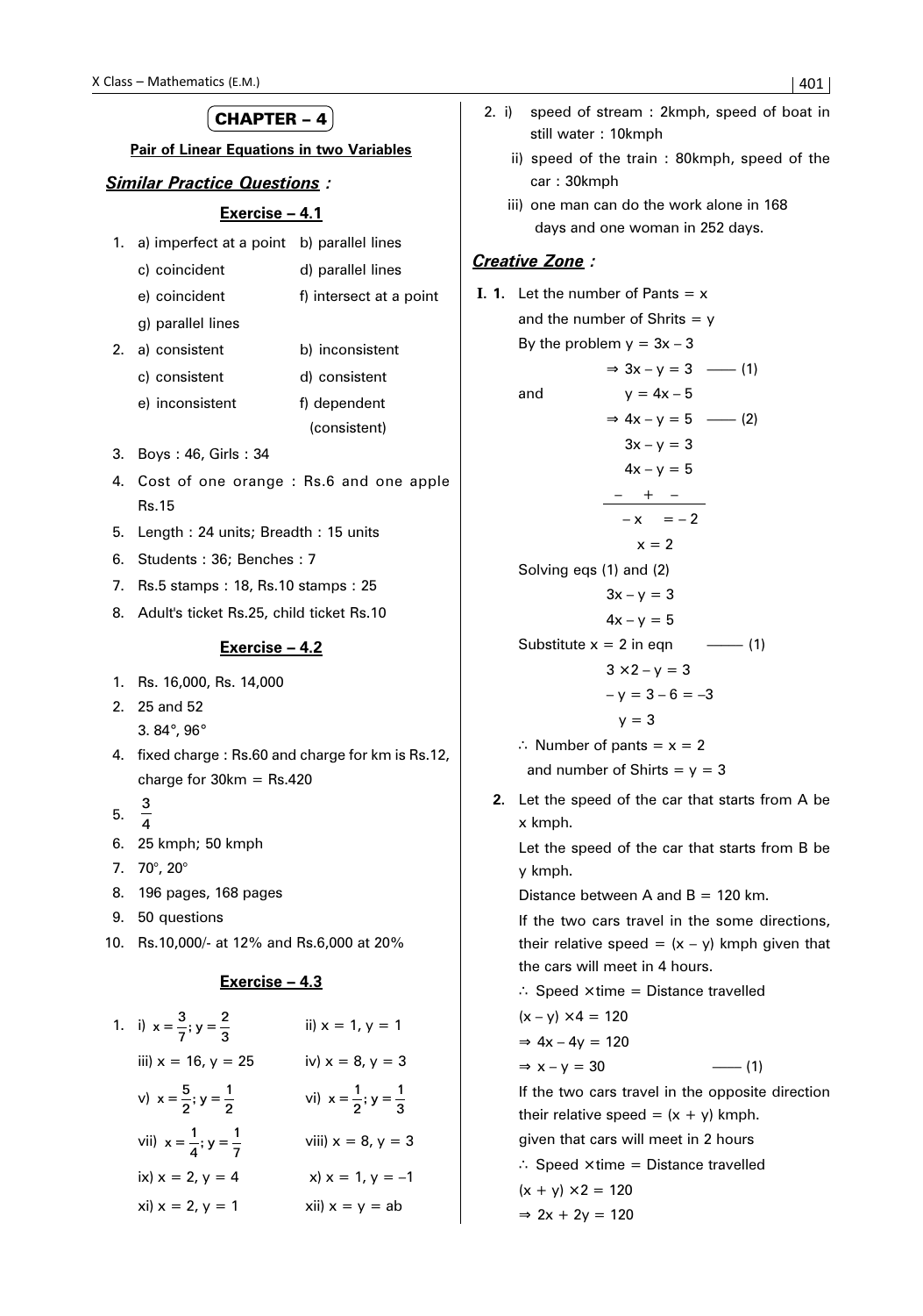## CHAPTER – 4

### Pair of Linear Equations in two Variables

### ***Similar Practice Questions :***

#### Exercise – 4.1

1. a) imperfect at a point b) parallel lines
   c) coincident d) parallel lines
   e) coincident f) intersect at a point
   g) parallel lines
2. a) consistent b) inconsistent
   c) consistent d) consistent
   e) inconsistent f) dependent (consistent)
3. Boys : 46, Girls : 34
4. Cost of one orange : Rs.6 and one apple Rs.15
5. Length : 24 units; Breadth : 15 units
6. Students : 36; Benches : 7
7. Rs.5 stamps : 18, Rs.10 stamps : 25
8. Adult's ticket Rs.25, child ticket Rs.10

#### Exercise – 4.2

1. Rs. 16,000, Rs. 14,000
2. 25 and 52
   3. 84°, 96°
4. fixed charge : Rs.60 and charge for km is Rs.12, charge for 30km = Rs.420
5. $\frac{3}{4}$
6. 25 kmph; 50 kmph
7. 70°, 20°
8. 196 pages, 168 pages
9. 50 questions
10. Rs.10,000/- at 12% and Rs.6,000 at 20%

#### Exercise – 4.3

1. i) $x = \frac{3}{7}; y = \frac{2}{3}$ ii) x = 1, y = 1
   iii) x = 16, y = 25 iv) x = 8, y = 3
   v) $x = \frac{5}{2}; y = \frac{1}{2}$ vi) $x = \frac{1}{2}; y = \frac{1}{3}$
   vii) $x = \frac{1}{4}; y = \frac{1}{7}$ viii) x = 8, y = 3
   ix) x = 2, y = 4 x) x = 1, y = –1
   xi) x = 2, y = 1 xii) x = y = ab
2. i) speed of stream : 2kmph, speed of boat in still water : 10kmph
   ii) speed of the train : 80kmph, speed of the car : 30kmph
   iii) one man can do the work alone in 168 days and one woman in 252 days.

### ***Creative Zone :***

**I. 1.** Let the number of Pants = x

and the number of Shrits = y

By the problem y = 3x – 3

$\Rightarrow 3x - y = 3$ —— (1)

and y = 4x – 5

$\Rightarrow 4x - y = 5$ —— (2)

$$\begin{array}{r} 3x - y = 3 \\ 4x - y = 5 \\ -\quad +\quad - \\ \hline -x \quad = -2 \end{array}$$

x = 2

Solving eqs (1) and (2)

3x – y = 3

4x – y = 5

Substitute x = 2 in eqn —— (1)

$3 \times 2 - y = 3$

$-y = 3 - 6 = -3$

y = 3

$\therefore$ Number of pants = x = 2

and number of Shirts = y = 3

**2.** Let the speed of the car that starts from A be x kmph.

Let the speed of the car that starts from B be y kmph.

Distance between A and B = 120 km.

If the two cars travel in the some directions, their relative speed = (x – y) kmph given that the cars will meet in 4 hours.

$\therefore$ Speed $\times$time = Distance travelled

$(x - y) \times 4 = 120$

$\Rightarrow 4x - 4y = 120$

$\Rightarrow x - y = 30$ —— (1)

If the two cars travel in the opposite direction their relative speed = (x + y) kmph.

given that cars will meet in 2 hours

$\therefore$ Speed $\times$time = Distance travelled

$(x + y) \times 2 = 120$

$\Rightarrow 2x + 2y = 120$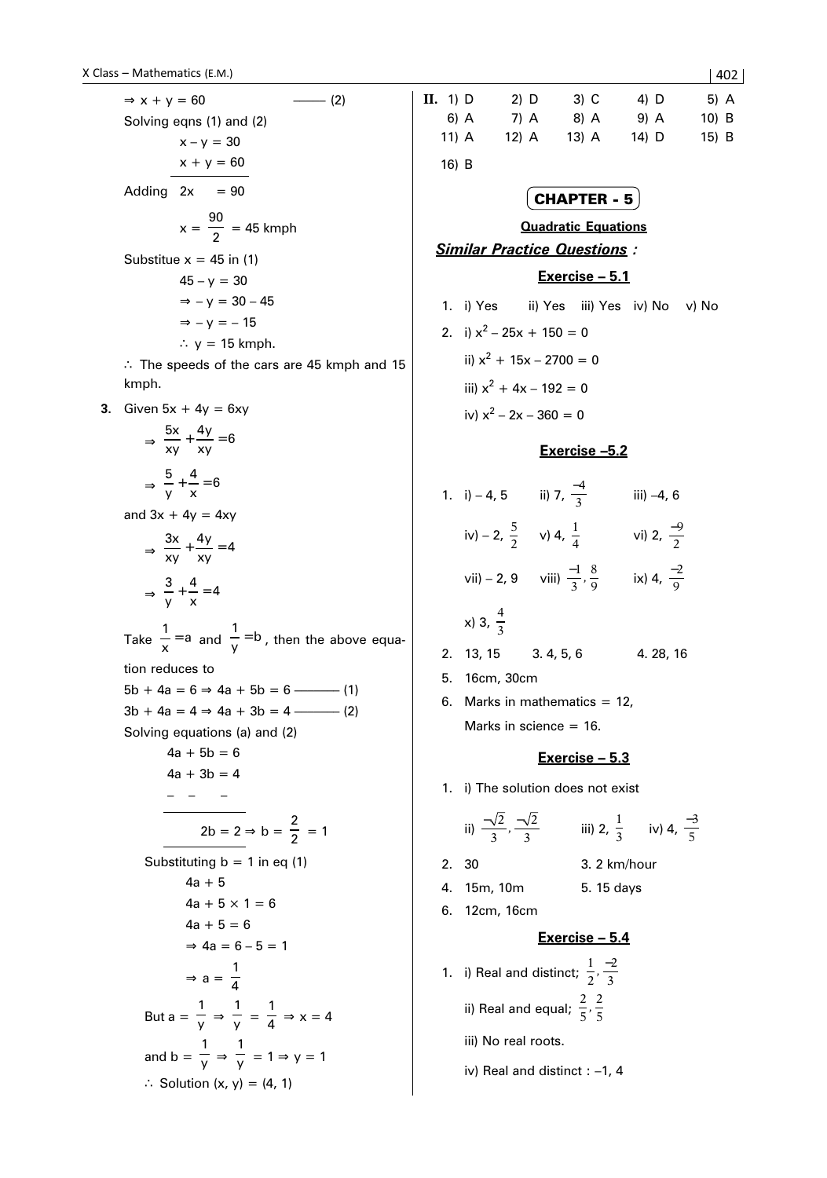$\Rightarrow x + y = 60$ ——— (2)

Solving eqns (1) and (2)

$$x - y = 30$$
$$x + y = 60$$

Adding $2x = 90$

$$x = \frac{90}{2} = 45 \text{ kmph}$$

Substitue $x = 45$ in (1)

$45 - y = 30$

$\Rightarrow - y = 30 - 45$

$\Rightarrow - y = - 15$

$\therefore$ y = 15 kmph.

$\therefore$ The speeds of the cars are 45 kmph and 15 kmph.

**3.** Given $5x + 4y = 6xy$

$$\Rightarrow \frac{5x}{xy} + \frac{4y}{xy} = 6$$

$$\Rightarrow \frac{5}{y} + \frac{4}{x} = 6$$

and $3x + 4y = 4xy$

$$\Rightarrow \frac{3x}{xy} + \frac{4y}{xy} = 4$$

$$\Rightarrow \frac{3}{y} + \frac{4}{x} = 4$$

Take $\frac{1}{x} = a$ and $\frac{1}{y} = b$, then the above equation reduces to

$5b + 4a = 6 \Rightarrow 4a + 5b = 6$ ——— (1)

$3b + 4a = 4 \Rightarrow 4a + 3b = 4$ ——— (2)

Solving equations (a) and (2)

$$4a + 5b = 6$$
$$4a + 3b = 4$$
$$- \quad - \quad -$$

$$2b = 2 \Rightarrow b = \frac{2}{2} = 1$$

Substituting b = 1 in eq (1)

$4a + 5$

$4a + 5 \times 1 = 6$

$4a + 5 = 6$

$\Rightarrow 4a = 6 - 5 = 1$

$\Rightarrow a = \frac{1}{4}$

But $a = \frac{1}{y} \Rightarrow \frac{1}{y} = \frac{1}{4} \Rightarrow x = 4$

and $b = \frac{1}{y} \Rightarrow \frac{1}{y} = 1 \Rightarrow y = 1$

$\therefore$ Solution (x, y) = (4, 1)

**II.**

| | | | | |
|---|---|---|---|---|
| 1) D | 2) D | 3) C | 4) D | 5) A |
| 6) A | 7) A | 8) A | 9) A | 10) B |
| 11) A | 12) A | 13) A | 14) D | 15) B |
| 16) B | | | | |

# CHAPTER - 5

## Quadratic Equations

***Similar Practice Questions :***

### Exercise – 5.1

1. i) Yes ii) Yes iii) Yes iv) No v) No
2. i) $x^2 - 25x + 150 = 0$

   ii) $x^2 + 15x - 2700 = 0$

   iii) $x^2 + 4x - 192 = 0$

   iv) $x^2 - 2x - 360 = 0$

### Exercise –5.2

1. i) – 4, 5 ii) 7, $\frac{-4}{3}$ iii) –4, 6

   iv) – 2, $\frac{5}{2}$ v) 4, $\frac{1}{4}$ vi) 2, $\frac{-9}{2}$

   vii) – 2, 9 viii) $\frac{-1}{3}, \frac{8}{9}$ ix) 4, $\frac{-2}{9}$

   x) 3, $\frac{4}{3}$

2. 13, 15 3. 4, 5, 6 4. 28, 16
5. 16cm, 30cm
6. Marks in mathematics = 12,

   Marks in science = 16.

### Exercise – 5.3

1. i) The solution does not exist

   ii) $\frac{-\sqrt{2}}{3}, \frac{-\sqrt{2}}{3}$ iii) 2, $\frac{1}{3}$ iv) 4, $\frac{-3}{5}$

2. 30 3. 2 km/hour
4. 15m, 10m 5. 15 days
6. 12cm, 16cm

### Exercise – 5.4

1. i) Real and distinct; $\frac{1}{2}, \frac{-2}{3}$

   ii) Real and equal; $\frac{2}{5}, \frac{2}{5}$

   iii) No real roots.

   iv) Real and distinct : –1, 4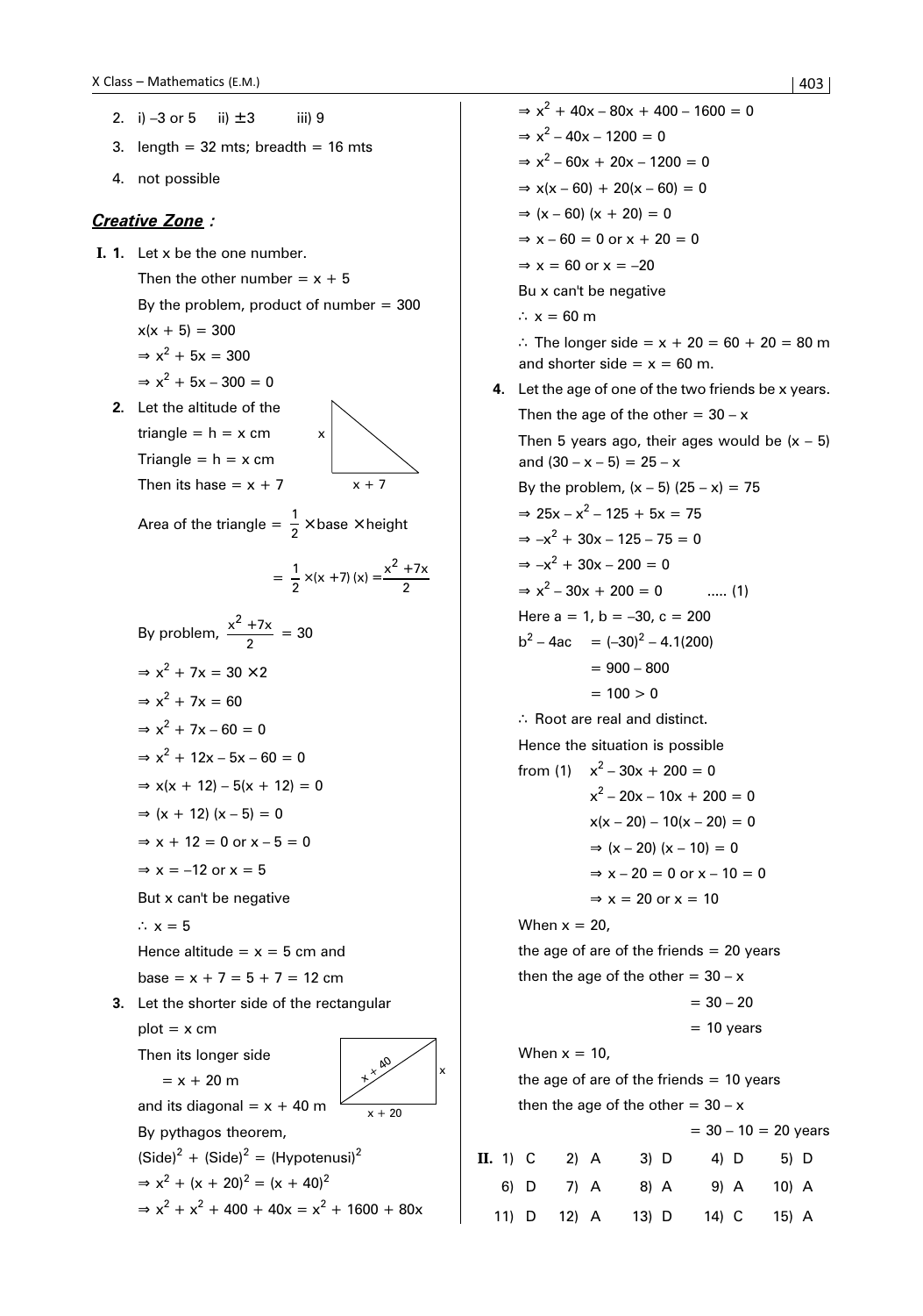2. i) –3 or 5 ii) $\pm 3$ iii) 9

3. length = 32 mts; breadth = 16 mts

4. not possible

## ***Creative Zone :***

**I. 1.** Let x be the one number.

Then the other number = x + 5

By the problem, product of number = 300

$x(x + 5) = 300$

$\Rightarrow x^2 + 5x = 300$

$\Rightarrow x^2 + 5x - 300 = 0$

**2.** Let the altitude of the triangle = h = x cm

Triangle = h = x cm

Then its hase = x + 7

Area of the triangle = $\frac{1}{2} \times \text{base} \times \text{height}$

$= \frac{1}{2} \times (x + 7)(x) = \frac{x^2 + 7x}{2}$

By problem, $\frac{x^2 + 7x}{2} = 30$

$\Rightarrow x^2 + 7x = 30 \times 2$

$\Rightarrow x^2 + 7x = 60$

$\Rightarrow x^2 + 7x - 60 = 0$

$\Rightarrow x^2 + 12x - 5x - 60 = 0$

$\Rightarrow x(x + 12) - 5(x + 12) = 0$

$\Rightarrow (x + 12)(x - 5) = 0$

$\Rightarrow x + 12 = 0 \text{ or } x - 5 = 0$

$\Rightarrow x = -12 \text{ or } x = 5$

But x can't be negative

$\therefore x = 5$

Hence altitude = x = 5 cm and

base = x + 7 = 5 + 7 = 12 cm

**3.** Let the shorter side of the rectangular plot = x cm

Then its longer side

= x + 20 m

and its diagonal = x + 40 m

By pythagos theorem,

$(\text{Side})^2 + (\text{Side})^2 = (\text{Hypotenusi})^2$

$\Rightarrow x^2 + (x + 20)^2 = (x + 40)^2$

$\Rightarrow x^2 + x^2 + 400 + 40x = x^2 + 1600 + 80x$

$\Rightarrow x^2 + 40x - 80x + 400 - 1600 = 0$

$\Rightarrow x^2 - 40x - 1200 = 0$

$\Rightarrow x^2 - 60x + 20x - 1200 = 0$

$\Rightarrow x(x - 60) + 20(x - 60) = 0$

$\Rightarrow (x - 60)(x + 20) = 0$

$\Rightarrow x - 60 = 0 \text{ or } x + 20 = 0$

$\Rightarrow x = 60 \text{ or } x = -20$

Bu x can't be negative

$\therefore x = 60$ m

$\therefore$ The longer side = x + 20 = 60 + 20 = 80 m and shorter side = x = 60 m.

**4.** Let the age of one of the two friends be x years.

Then the age of the other = 30 – x

Then 5 years ago, their ages would be (x – 5) and (30 – x – 5) = 25 – x

By the problem, $(x - 5)(25 - x) = 75$

$\Rightarrow 25x - x^2 - 125 + 5x = 75$

$\Rightarrow -x^2 + 30x - 125 - 75 = 0$

$\Rightarrow -x^2 + 30x - 200 = 0$

$\Rightarrow x^2 - 30x + 200 = 0$ ..... (1)

Here a = 1, b = –30, c = 200

$b^2 - 4ac = (-30)^2 - 4.1(200)$

$= 900 - 800$

$= 100 > 0$

$\therefore$ Root are real and distinct.

Hence the situation is possible

from (1) $x^2 - 30x + 200 = 0$

$x^2 - 20x - 10x + 200 = 0$

$x(x - 20) - 10(x - 20) = 0$

$\Rightarrow (x - 20)(x - 10) = 0$

$\Rightarrow x - 20 = 0 \text{ or } x - 10 = 0$

$\Rightarrow x = 20 \text{ or } x = 10$

When x = 20,

the age of are of the friends = 20 years

then the age of the other = 30 – x

= 30 – 20

= 10 years

When x = 10,

the age of are of the friends = 10 years

then the age of the other = 30 – x

= 30 – 10 = 20 years

**II.** 1) C 2) A 3) D 4) D 5) D

6) D 7) A 8) A 9) A 10) A

11) D 12) A 13) D 14) C 15) A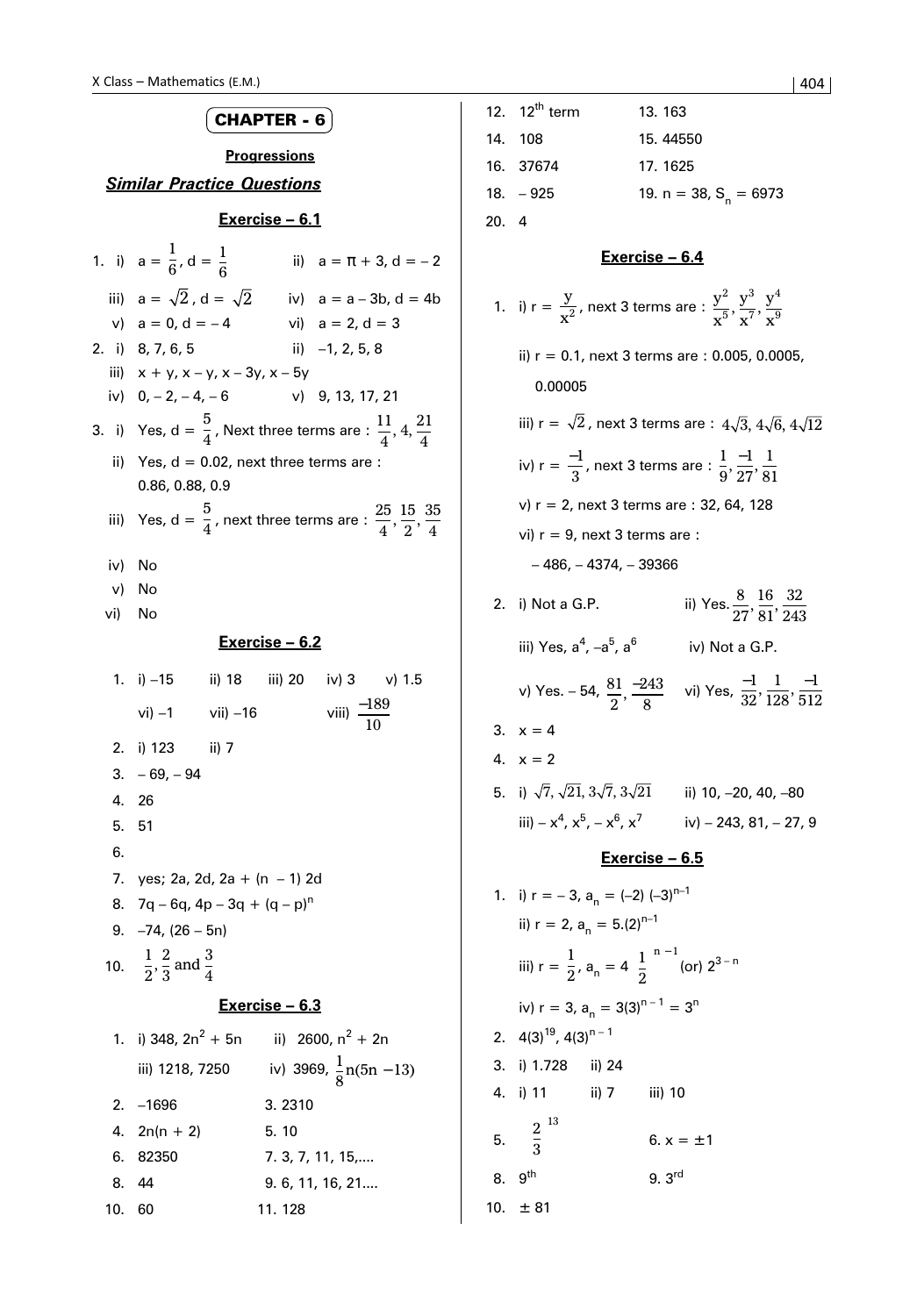# CHAPTER - 6

## Progressions

### *Similar Practice Questions*

### Exercise – 6.1

1. i) $a = \frac{1}{6}$, $d = \frac{1}{6}$ ii) $a = \pi + 3$, $d = -2$
   iii) $a = \sqrt{2}$, $d = \sqrt{2}$ iv) $a = a - 3b$, $d = 4b$
   v) $a = 0$, $d = -4$ vi) $a = 2$, $d = 3$
2. i) 8, 7, 6, 5 ii) –1, 2, 5, 8
   iii) $x + y$, $x - y$, $x - 3y$, $x - 5y$
   iv) 0, – 2, – 4, – 6 v) 9, 13, 17, 21
3. i) Yes, $d = \frac{5}{4}$, Next three terms are : $\frac{11}{4}, 4, \frac{21}{4}$
   ii) Yes, d = 0.02, next three terms are : 0.86, 0.88, 0.9
   iii) Yes, $d = \frac{5}{4}$, next three terms are : $\frac{25}{4}, \frac{15}{2}, \frac{35}{4}$
   iv) No
   v) No
   vi) No

### Exercise – 6.2

1. i) –15 ii) 18 iii) 20 iv) 3 v) 1.5
   vi) –1 vii) –16 viii) $\frac{-189}{10}$
2. i) 123 ii) 7
3. – 69, – 94
4. 26
5. 51
6.
7. yes; 2a, 2d, 2a + (n – 1) 2d
8. 7q – 6q, 4p – 3q + $(q - p)^n$
9. –74, (26 – 5n)
10. $\frac{1}{2}, \frac{2}{3}$ and $\frac{3}{4}$

### Exercise – 6.3

1. i) 348, $2n^2 + 5n$ ii) 2600, $n^2 + 2n$
   iii) 1218, 7250 iv) 3969, $\frac{1}{8}n(5n - 13)$
2. –1696
3. 2310
4. 2n(n + 2)
5. 10
6. 82350
7. 3, 7, 11, 15,....
8. 44
9. 6, 11, 16, 21....
10. 60
11. 128
12. $12^{th}$ term
13. 163
14. 108
15. 44550
16. 37674
17. 1625
18. – 925
19. n = 38, $S_n = 6973$
20. 4

### Exercise – 6.4

1. i) $r = \frac{y}{x^2}$, next 3 terms are : $\frac{y^2}{x^5}, \frac{y^3}{x^7}, \frac{y^4}{x^9}$
   ii) r = 0.1, next 3 terms are : 0.005, 0.0005, 0.00005
   iii) $r = \sqrt{2}$, next 3 terms are : $4\sqrt{3}, 4\sqrt{6}, 4\sqrt{12}$
   iv) $r = \frac{-1}{3}$, next 3 terms are : $\frac{1}{9}, \frac{-1}{27}, \frac{1}{81}$
   v) r = 2, next 3 terms are : 32, 64, 128
   vi) r = 9, next 3 terms are : – 486, – 4374, – 39366
2. i) Not a G.P. ii) Yes. $\frac{8}{27}, \frac{16}{81}, \frac{32}{243}$
   iii) Yes, $a^4, -a^5, a^6$ iv) Not a G.P.
   v) Yes. – 54, $\frac{81}{2}, \frac{-243}{8}$ vi) Yes, $\frac{-1}{32}, \frac{1}{128}, \frac{-1}{512}$
3. x = 4
4. x = 2
5. i) $\sqrt{7}, \sqrt{21}, 3\sqrt{7}, 3\sqrt{21}$ ii) 10, –20, 40, –80
   iii) $-x^4, x^5, -x^6, x^7$ iv) – 243, 81, – 27, 9

### Exercise – 6.5

1. i) r = – 3, $a_n = (-2)(-3)^{n-1}$
   ii) r = 2, $a_n = 5.(2)^{n-1}$
   iii) $r = \frac{1}{2}$, $a_n = 4\left(\frac{1}{2}\right)^{n-1}$ (or) $2^{3-n}$
   iv) r = 3, $a_n = 3(3)^{n-1} = 3^n$
2. $4(3)^{19}$, $4(3)^{n-1}$
3. i) 1.728 ii) 24
4. i) 11 ii) 7 iii) 10
5. $\left(\frac{2}{3}\right)^{13}$
6. x = ±1
8. $9^{th}$
9. $3^{rd}$
10. ± 81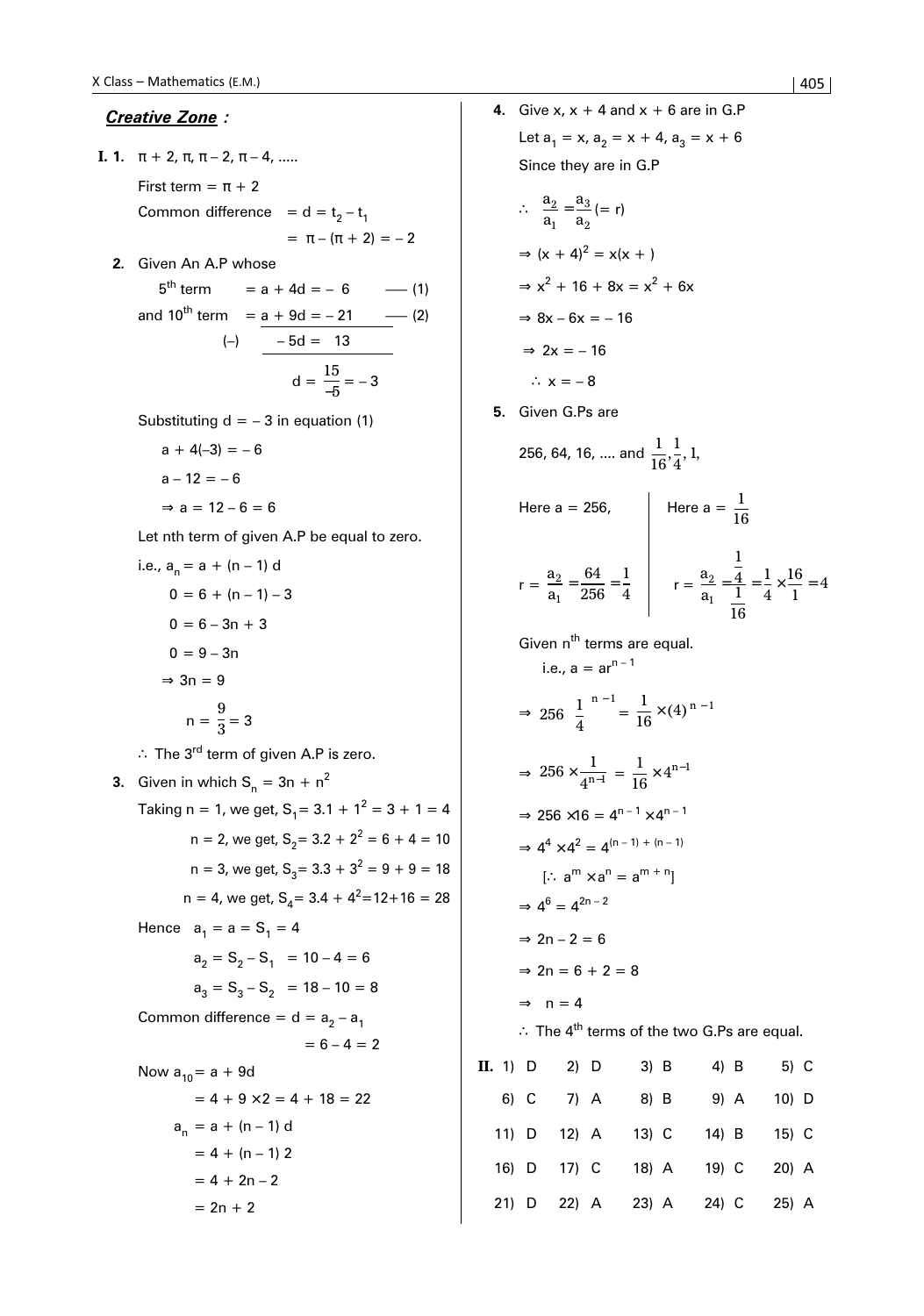## ***Creative Zone :***

**I. 1.** $\pi + 2, \pi, \pi - 2, \pi - 4, .....$

First term $= \pi + 2$

Common difference $= d = t_2 - t_1$

$= \pi - (\pi + 2) = -2$

**2.** Given An A.P whose

$5^{th}$ term $= a + 4d = -6$ —— (1)

and $10^{th}$ term $= a + 9d = -21$ —— (2)

(–) $\quad -5d = 13$

$$d = \frac{15}{-5} = -3$$

Substituting $d = -3$ in equation (1)

$a + 4(-3) = -6$

$a - 12 = -6$

$\Rightarrow a = 12 - 6 = 6$

Let nth term of given A.P be equal to zero.

i.e., $a_n = a + (n - 1)\, d$

$0 = 6 + (n - 1) - 3$

$0 = 6 - 3n + 3$

$0 = 9 - 3n$

$\Rightarrow 3n = 9$

$$n = \frac{9}{3} = 3$$

$\therefore$ The $3^{rd}$ term of given A.P is zero.

**3.** Given in which $S_n = 3n + n^2$

Taking n = 1, we get, $S_1 = 3.1 + 1^2 = 3 + 1 = 4$

n = 2, we get, $S_2 = 3.2 + 2^2 = 6 + 4 = 10$

n = 3, we get, $S_3 = 3.3 + 3^2 = 9 + 9 = 18$

n = 4, we get, $S_4 = 3.4 + 4^2 = 12 + 16 = 28$

Hence $a_1 = a = S_1 = 4$

$a_2 = S_2 - S_1 = 10 - 4 = 6$

$a_3 = S_3 - S_2 = 18 - 10 = 8$

Common difference $= d = a_2 - a_1$

$= 6 - 4 = 2$

Now $a_{10} = a + 9d$

$= 4 + 9 \times 2 = 4 + 18 = 22$

$a_n = a + (n - 1)\, d$

$= 4 + (n - 1)\, 2$

$= 4 + 2n - 2$

$= 2n + 2$

**4.** Give x, x + 4 and x + 6 are in G.P

Let $a_1 = x$, $a_2 = x + 4$, $a_3 = x + 6$

Since they are in G.P

$\therefore \quad \dfrac{a_2}{a_1} = \dfrac{a_3}{a_2} (= r)$

$\Rightarrow (x + 4)^2 = x(x + )$

$\Rightarrow x^2 + 16 + 8x = x^2 + 6x$

$\Rightarrow 8x - 6x = -16$

$\Rightarrow 2x = -16$

$\therefore x = -8$

**5.** Given G.Ps are

256, 64, 16, .... and $\dfrac{1}{16}, \dfrac{1}{4}, 1,$

Here $a = 256$,

$r = \dfrac{a_2}{a_1} = \dfrac{64}{256} = \dfrac{1}{4}$

Here $a = \dfrac{1}{16}$

$r = \dfrac{a_2}{a_1} = \dfrac{\frac{1}{4}}{\frac{1}{16}} = \dfrac{1}{4} \times \dfrac{16}{1} = 4$

Given $n^{th}$ terms are equal.

i.e., $a = ar^{n-1}$

$$\Rightarrow 256 \left(\frac{1}{4}\right)^{n-1} = \frac{1}{16} \times (4)^{n-1}$$

$$\Rightarrow 256 \times \frac{1}{4^{n-1}} = \frac{1}{16} \times 4^{n-1}$$

$\Rightarrow 256 \times 16 = 4^{n-1} \times 4^{n-1}$

$\Rightarrow 4^4 \times 4^2 = 4^{(n-1)+(n-1)}$

$[\because a^m \times a^n = a^{m+n}]$

$\Rightarrow 4^6 = 4^{2n-2}$

$\Rightarrow 2n - 2 = 6$

$\Rightarrow 2n = 6 + 2 = 8$

$\Rightarrow n = 4$

$\therefore$ The $4^{th}$ terms of the two G.Ps are equal.

**II.**

| | | | | |
|---|---|---|---|---|
| 1) D | 2) D | 3) B | 4) B | 5) C |
| 6) C | 7) A | 8) B | 9) A | 10) D |
| 11) D | 12) A | 13) C | 14) B | 15) C |
| 16) D | 17) C | 18) A | 19) C | 20) A |
| 21) D | 22) A | 23) A | 24) C | 25) A |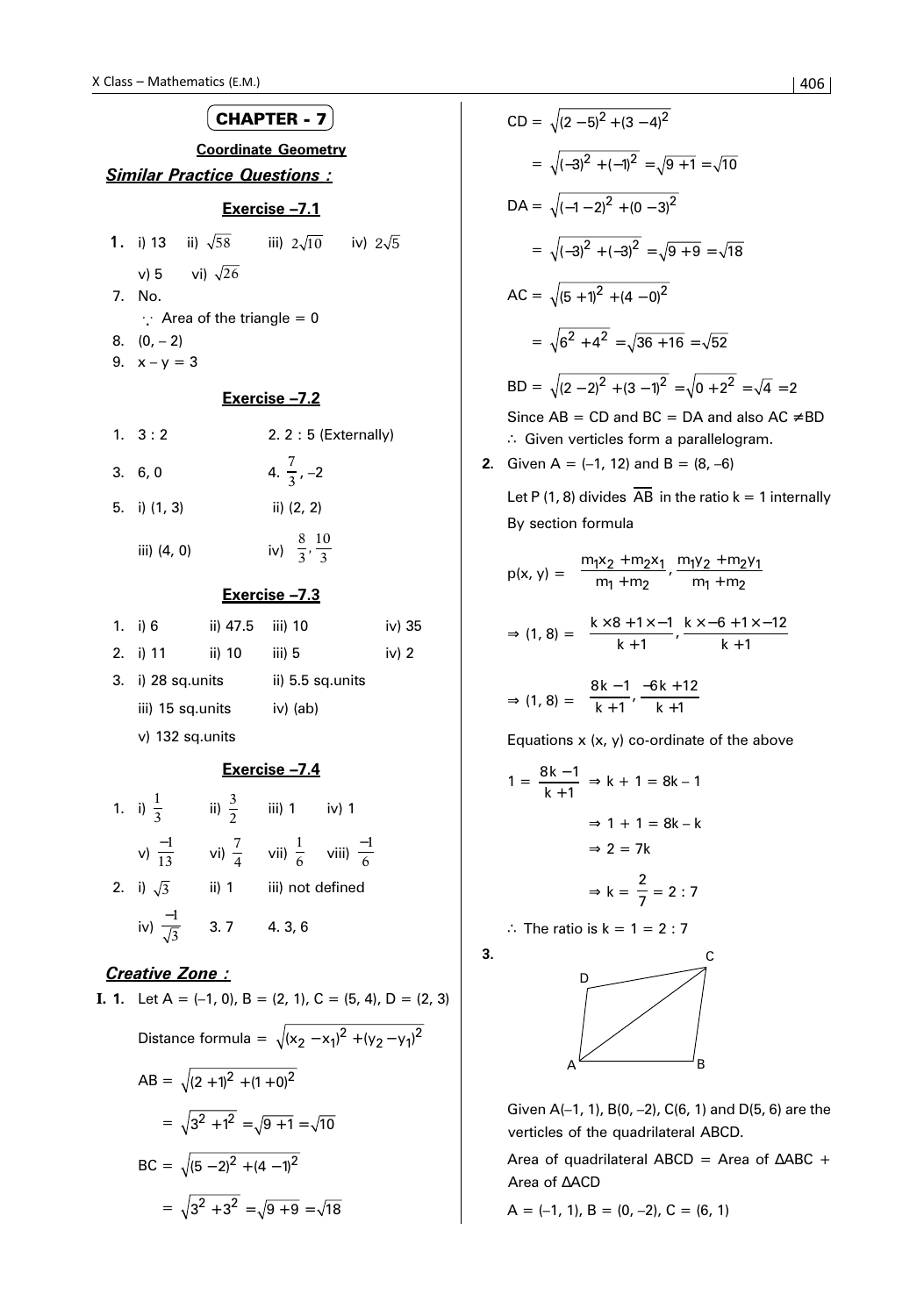## CHAPTER - 7

### Coordinate Geometry

***Similar Practice Questions :***

### Exercise –7.1

1. i) 13 ii) $\sqrt{58}$ iii) $2\sqrt{10}$ iv) $2\sqrt{5}$

   v) 5 vi) $\sqrt{26}$

7. No.

   $\because$ Area of the triangle = 0

8. (0, – 2)
9. x – y = 3

### Exercise –7.2

1. 3 : 2 2. 2 : 5 (Externally)
3. 6, 0 4. $\frac{7}{3}, -2$
5. i) (1, 3) ii) (2, 2)

   iii) (4, 0) iv) $\frac{8}{3}, \frac{10}{3}$

### Exercise –7.3

1. i) 6 ii) 47.5 iii) 10 iv) 35
2. i) 11 ii) 10 iii) 5 iv) 2
3. i) 28 sq.units ii) 5.5 sq.units

   iii) 15 sq.units iv) (ab)

   v) 132 sq.units

### Exercise –7.4

1. i) $\frac{1}{3}$ ii) $\frac{3}{2}$ iii) 1 iv) 1

   v) $\frac{-1}{13}$ vi) $\frac{7}{4}$ vii) $\frac{1}{6}$ viii) $\frac{-1}{6}$

2. i) $\sqrt{3}$ ii) 1 iii) not defined

   iv) $\frac{-1}{\sqrt{3}}$ 3. 7 4. 3, 6

***Creative Zone :***

**I. 1.** Let A = (–1, 0), B = (2, 1), C = (5, 4), D = (2, 3)

Distance formula = $\sqrt{(x_2 - x_1)^2 + (y_2 - y_1)^2}$

$AB = \sqrt{(2+1)^2 + (1+0)^2}$

$= \sqrt{3^2 + 1^2} = \sqrt{9+1} = \sqrt{10}$

$BC = \sqrt{(5-2)^2 + (4-1)^2}$

$= \sqrt{3^2 + 3^2} = \sqrt{9+9} = \sqrt{18}$

$CD = \sqrt{(2-5)^2 + (3-4)^2}$

$= \sqrt{(-3)^2 + (-1)^2} = \sqrt{9+1} = \sqrt{10}$

$DA = \sqrt{(-1-2)^2 + (0-3)^2}$

$= \sqrt{(-3)^2 + (-3)^2} = \sqrt{9+9} = \sqrt{18}$

$AC = \sqrt{(5+1)^2 + (4-0)^2}$

$= \sqrt{6^2 + 4^2} = \sqrt{36+16} = \sqrt{52}$

$BD = \sqrt{(2-2)^2 + (3-1)^2} = \sqrt{0+2^2} = \sqrt{4} = 2$

Since AB = CD and BC = DA and also AC $\neq$ BD

$\therefore$ Given verticles form a parallelogram.

**2.** Given A = (–1, 12) and B = (8, –6)

Let P (1, 8) divides $\overline{AB}$ in the ratio k = 1 internally

By section formula

$$p(x, y) = \frac{m_1x_2 + m_2x_1}{m_1 + m_2}, \frac{m_1y_2 + m_2y_1}{m_1 + m_2}$$

$$\Rightarrow (1, 8) = \frac{k \times 8 + 1 \times -1}{k+1}, \frac{k \times -6 + 1 \times -12}{k+1}$$

$$\Rightarrow (1, 8) = \frac{8k - 1}{k+1}, \frac{-6k + 12}{k+1}$$

Equations x (x, y) co-ordinate of the above

$1 = \frac{8k-1}{k+1} \Rightarrow k + 1 = 8k - 1$

$\Rightarrow 1 + 1 = 8k - k$

$\Rightarrow 2 = 7k$

$\Rightarrow k = \frac{2}{7} = 2 : 7$

$\therefore$ The ratio is k = 1 = 2 : 7

**3.**

Given A(–1, 1), B(0, –2), C(6, 1) and D(5, 6) are the verticles of the quadrilateral ABCD.

Area of quadrilateral ABCD = Area of ΔABC + Area of ΔACD

A = (–1, 1), B = (0, –2), C = (6, 1)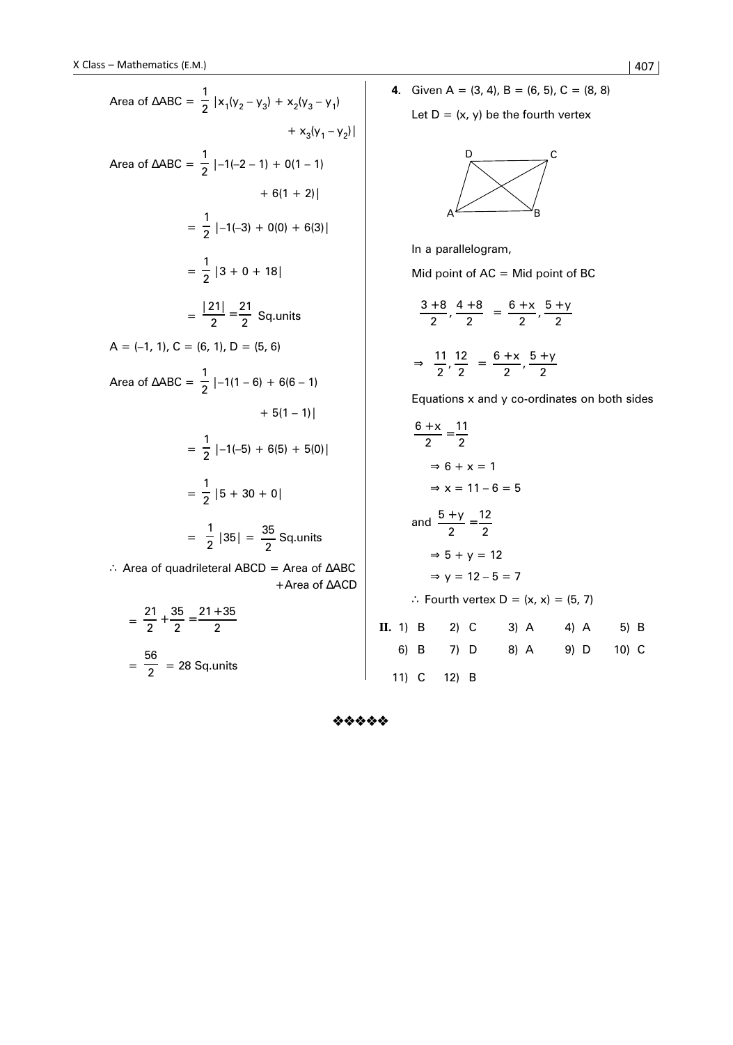$$\text{Area of } \Delta ABC = \frac{1}{2}\left|x_1(y_2 - y_3) + x_2(y_3 - y_1) + x_3(y_1 - y_2)\right|$$

$$\text{Area of } \Delta ABC = \frac{1}{2}\left|-1(-2-1) + 0(1-1) + 6(1+2)\right|$$

$$= \frac{1}{2}\left|-1(-3) + 0(0) + 6(3)\right|$$

$$= \frac{1}{2}\left|3 + 0 + 18\right|$$

$$= \frac{|21|}{2} = \frac{21}{2} \text{ Sq.units}$$

A = (–1, 1), C = (6, 1), D = (5, 6)

$$\text{Area of } \Delta ABC = \frac{1}{2}\left|-1(1-6) + 6(6-1) + 5(1-1)\right|$$

$$= \frac{1}{2}\left|-1(-5) + 6(5) + 5(0)\right|$$

$$= \frac{1}{2}\left|5 + 30 + 0\right|$$

$$= \frac{1}{2}|35| = \frac{35}{2} \text{ Sq.units}$$

∴ Area of quadrileteral ABCD = Area of ΔABC + Area of ΔACD

$$= \frac{21}{2} + \frac{35}{2} = \frac{21+35}{2}$$

$$= \frac{56}{2} = 28 \text{ Sq.units}$$

**4.** Given A = (3, 4), B = (6, 5), C = (8, 8)

Let D = (x, y) be the fourth vertex

In a parallelogram,

Mid point of AC = Mid point of BC

$$\frac{3+8}{2}, \frac{4+8}{2} = \frac{6+x}{2}, \frac{5+y}{2}$$

$$\Rightarrow \frac{11}{2}, \frac{12}{2} = \frac{6+x}{2}, \frac{5+y}{2}$$

Equations x and y co-ordinates on both sides

$$\frac{6+x}{2} = \frac{11}{2}$$

$\Rightarrow 6 + x = 1$

$\Rightarrow x = 11 - 6 = 5$

and $\frac{5+y}{2} = \frac{12}{2}$

$\Rightarrow 5 + y = 12$

$\Rightarrow y = 12 - 5 = 7$

∴ Fourth vertex D = (x, x) = (5, 7)

**II.** 1) B 2) C 3) A 4) A 5) B 6) B 7) D 8) A 9) D 10) C 11) C 12) B

❖❖❖❖❖